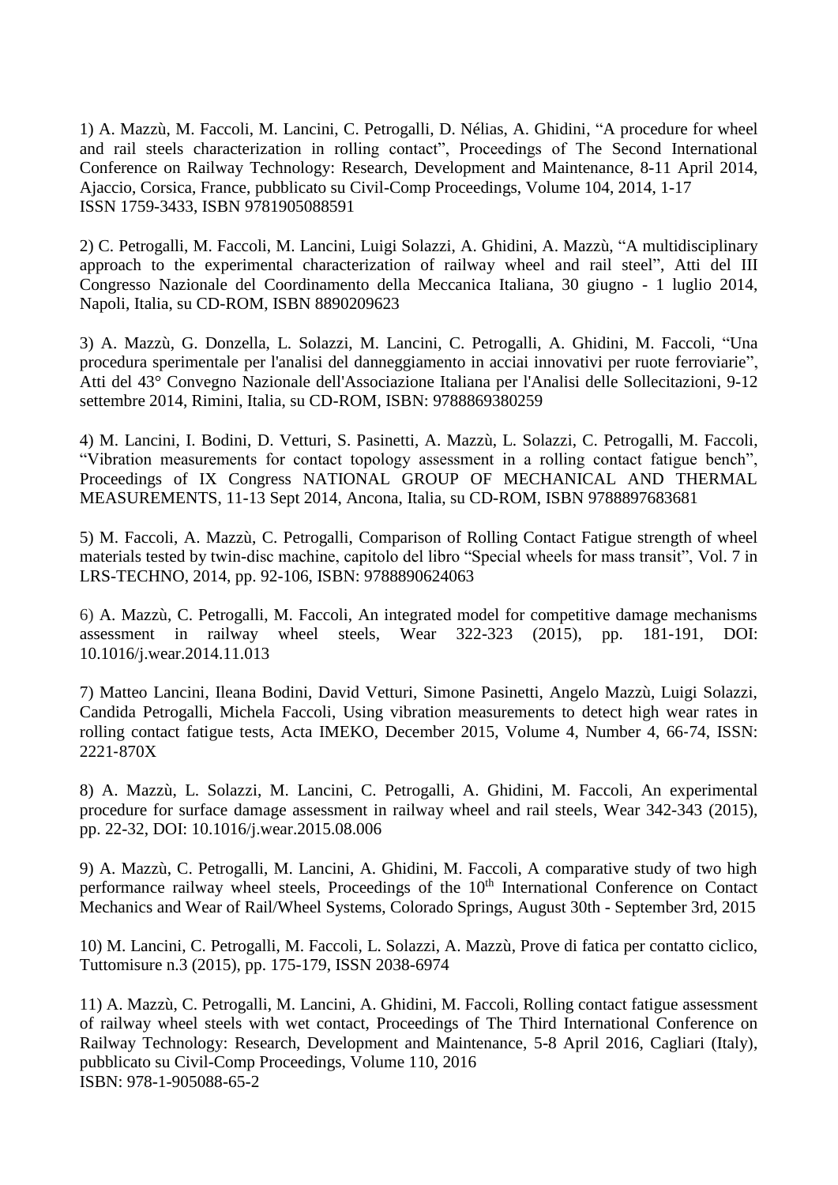1) A. Mazzù, M. Faccoli, M. Lancini, C. Petrogalli, D. Nélias, A. Ghidini, “A procedure for wheel and rail steels characterization in rolling contact”, Proceedings of The Second International Conference on Railway Technology: Research, Development and Maintenance, 8-11 April 2014, Ajaccio, Corsica, France, pubblicato su Civil-Comp Proceedings, Volume 104, 2014, 1-17
ISSN 1759-3433, ISBN 9781905088591

2) C. Petrogalli, M. Faccoli, M. Lancini, Luigi Solazzi, A. Ghidini, A. Mazzù, “A multidisciplinary approach to the experimental characterization of railway wheel and rail steel”, Atti del III Congresso Nazionale del Coordinamento della Meccanica Italiana, 30 giugno - 1 luglio 2014, Napoli, Italia, su CD-ROM, ISBN 8890209623

3) A. Mazzù, G. Donzella, L. Solazzi, M. Lancini, C. Petrogalli, A. Ghidini, M. Faccoli, “Una procedura sperimentale per l'analisi del danneggiamento in acciai innovativi per ruote ferroviarie”, Atti del 43° Convegno Nazionale dell'Associazione Italiana per l'Analisi delle Sollecitazioni, 9-12 settembre 2014, Rimini, Italia, su CD-ROM, ISBN: 9788869380259

4) M. Lancini, I. Bodini, D. Vetturi, S. Pasinetti, A. Mazzù, L. Solazzi, C. Petrogalli, M. Faccoli, “Vibration measurements for contact topology assessment in a rolling contact fatigue bench”, Proceedings of IX Congress NATIONAL GROUP OF MECHANICAL AND THERMAL MEASUREMENTS, 11-13 Sept 2014, Ancona, Italia, su CD-ROM, ISBN 9788897683681

5) M. Faccoli, A. Mazzù, C. Petrogalli, Comparison of Rolling Contact Fatigue strength of wheel materials tested by twin-disc machine, capitolo del libro “Special wheels for mass transit”, Vol. 7 in LRS-TECHNO, 2014, pp. 92-106, ISBN: 9788890624063

6) A. Mazzù, C. Petrogalli, M. Faccoli, An integrated model for competitive damage mechanisms assessment in railway wheel steels, Wear 322-323 (2015), pp. 181-191, DOI: 10.1016/j.wear.2014.11.013

7) Matteo Lancini, Ileana Bodini, David Vetturi, Simone Pasinetti, Angelo Mazzù, Luigi Solazzi, Candida Petrogalli, Michela Faccoli, Using vibration measurements to detect high wear rates in rolling contact fatigue tests, Acta IMEKO, December 2015, Volume 4, Number 4, 66-74, ISSN: 2221-870X

8) A. Mazzù, L. Solazzi, M. Lancini, C. Petrogalli, A. Ghidini, M. Faccoli, An experimental procedure for surface damage assessment in railway wheel and rail steels, Wear 342-343 (2015), pp. 22-32, DOI: 10.1016/j.wear.2015.08.006

9) A. Mazzù, C. Petrogalli, M. Lancini, A. Ghidini, M. Faccoli, A comparative study of two high performance railway wheel steels, Proceedings of the 10th International Conference on Contact Mechanics and Wear of Rail/Wheel Systems, Colorado Springs, August 30th - September 3rd, 2015

10) M. Lancini, C. Petrogalli, M. Faccoli, L. Solazzi, A. Mazzù, Prove di fatica per contatto ciclico, Tuttomisure n.3 (2015), pp. 175-179, ISSN 2038-6974

11) A. Mazzù, C. Petrogalli, M. Lancini, A. Ghidini, M. Faccoli, Rolling contact fatigue assessment of railway wheel steels with wet contact, Proceedings of The Third International Conference on Railway Technology: Research, Development and Maintenance, 5-8 April 2016, Cagliari (Italy), pubblicato su Civil-Comp Proceedings, Volume 110, 2016
ISBN: 978-1-905088-65-2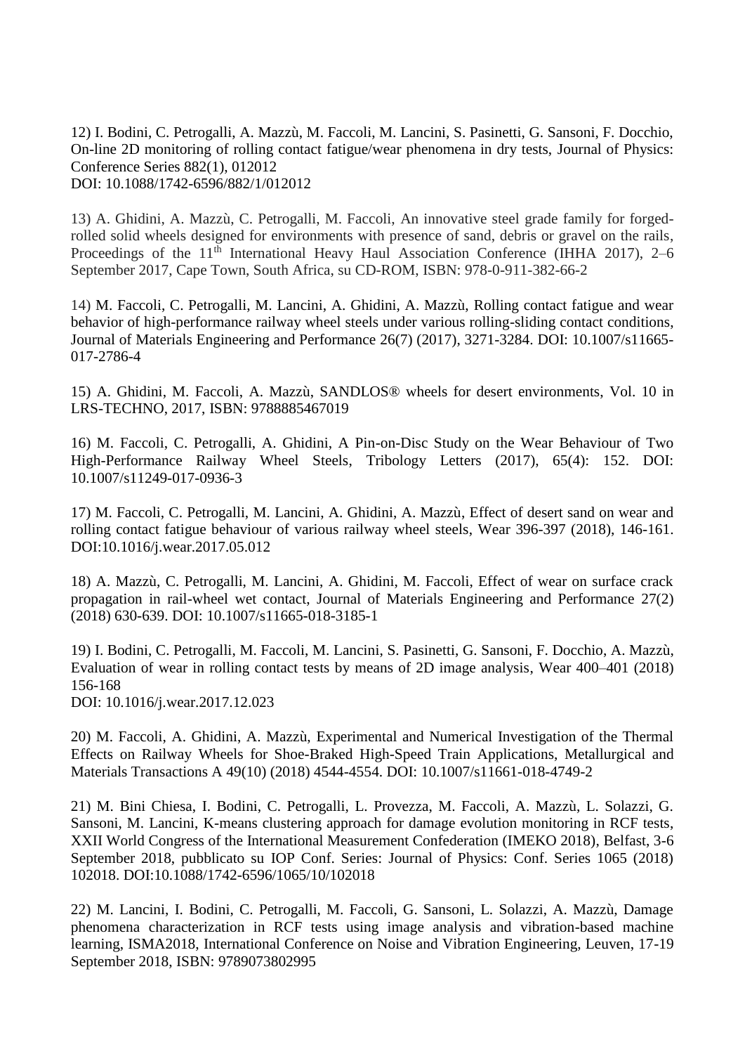12) I. Bodini, C. Petrogalli, A. Mazzù, M. Faccoli, M. Lancini, S. Pasinetti, G. Sansoni, F. Docchio, On-line 2D monitoring of rolling contact fatigue/wear phenomena in dry tests, Journal of Physics: Conference Series 882(1), 012012
DOI: 10.1088/1742-6596/882/1/012012

13) A. Ghidini, A. Mazzù, C. Petrogalli, M. Faccoli, An innovative steel grade family for forged-rolled solid wheels designed for environments with presence of sand, debris or gravel on the rails, Proceedings of the 11th International Heavy Haul Association Conference (IHHA 2017), 2–6 September 2017, Cape Town, South Africa, su CD-ROM, ISBN: 978-0-911-382-66-2

14) M. Faccoli, C. Petrogalli, M. Lancini, A. Ghidini, A. Mazzù, Rolling contact fatigue and wear behavior of high-performance railway wheel steels under various rolling-sliding contact conditions, Journal of Materials Engineering and Performance 26(7) (2017), 3271-3284. DOI: 10.1007/s11665-017-2786-4

15) A. Ghidini, M. Faccoli, A. Mazzù, SANDLOS® wheels for desert environments, Vol. 10 in LRS-TECHNO, 2017, ISBN: 9788885467019

16) M. Faccoli, C. Petrogalli, A. Ghidini, A Pin-on-Disc Study on the Wear Behaviour of Two High-Performance Railway Wheel Steels, Tribology Letters (2017), 65(4): 152. DOI: 10.1007/s11249-017-0936-3

17) M. Faccoli, C. Petrogalli, M. Lancini, A. Ghidini, A. Mazzù, Effect of desert sand on wear and rolling contact fatigue behaviour of various railway wheel steels, Wear 396-397 (2018), 146-161. DOI:10.1016/j.wear.2017.05.012

18) A. Mazzù, C. Petrogalli, M. Lancini, A. Ghidini, M. Faccoli, Effect of wear on surface crack propagation in rail-wheel wet contact, Journal of Materials Engineering and Performance 27(2) (2018) 630-639. DOI: 10.1007/s11665-018-3185-1

19) I. Bodini, C. Petrogalli, M. Faccoli, M. Lancini, S. Pasinetti, G. Sansoni, F. Docchio, A. Mazzù, Evaluation of wear in rolling contact tests by means of 2D image analysis, Wear 400–401 (2018) 156-168
DOI: 10.1016/j.wear.2017.12.023

20) M. Faccoli, A. Ghidini, A. Mazzù, Experimental and Numerical Investigation of the Thermal Effects on Railway Wheels for Shoe-Braked High-Speed Train Applications, Metallurgical and Materials Transactions A 49(10) (2018) 4544-4554. DOI: 10.1007/s11661-018-4749-2

21) M. Bini Chiesa, I. Bodini, C. Petrogalli, L. Provezza, M. Faccoli, A. Mazzù, L. Solazzi, G. Sansoni, M. Lancini, K-means clustering approach for damage evolution monitoring in RCF tests, XXII World Congress of the International Measurement Confederation (IMEKO 2018), Belfast, 3-6 September 2018, pubblicato su IOP Conf. Series: Journal of Physics: Conf. Series 1065 (2018) 102018. DOI:10.1088/1742-6596/1065/10/102018

22) M. Lancini, I. Bodini, C. Petrogalli, M. Faccoli, G. Sansoni, L. Solazzi, A. Mazzù, Damage phenomena characterization in RCF tests using image analysis and vibration-based machine learning, ISMA2018, International Conference on Noise and Vibration Engineering, Leuven, 17-19 September 2018, ISBN: 9789073802995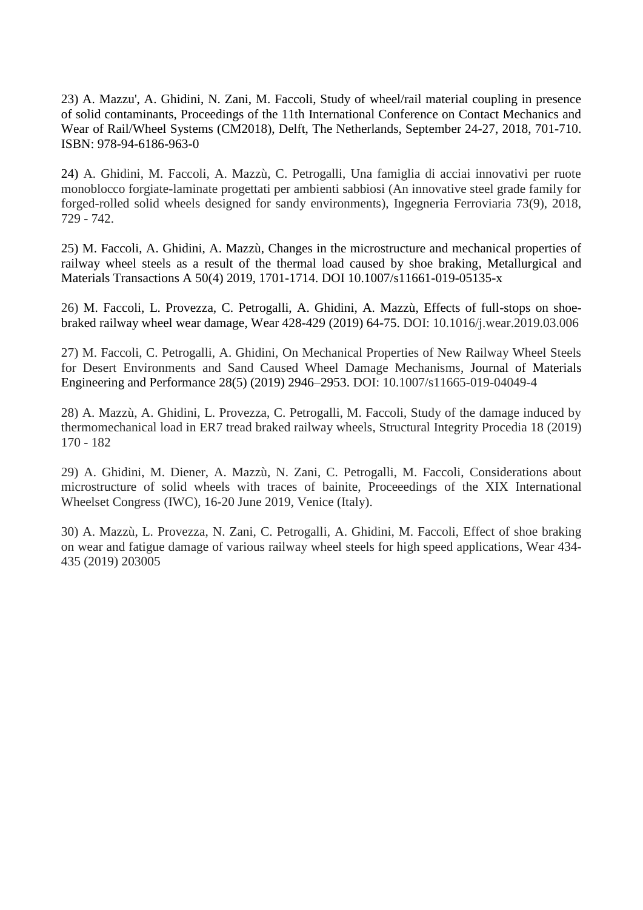23) A. Mazzu', A. Ghidini, N. Zani, M. Faccoli, Study of wheel/rail material coupling in presence of solid contaminants, Proceedings of the 11th International Conference on Contact Mechanics and Wear of Rail/Wheel Systems (CM2018), Delft, The Netherlands, September 24-27, 2018, 701-710. ISBN: 978-94-6186-963-0

24) A. Ghidini, M. Faccoli, A. Mazzù, C. Petrogalli, Una famiglia di acciai innovativi per ruote monoblocco forgiate-laminate progettati per ambienti sabbiosi (An innovative steel grade family for forged-rolled solid wheels designed for sandy environments), Ingegneria Ferroviaria 73(9), 2018, 729 - 742.

25) M. Faccoli, A. Ghidini, A. Mazzù, Changes in the microstructure and mechanical properties of railway wheel steels as a result of the thermal load caused by shoe braking, Metallurgical and Materials Transactions A 50(4) 2019, 1701-1714. DOI 10.1007/s11661-019-05135-x

26) M. Faccoli, L. Provezza, C. Petrogalli, A. Ghidini, A. Mazzù, Effects of full-stops on shoe-braked railway wheel wear damage, Wear 428-429 (2019) 64-75. DOI: 10.1016/j.wear.2019.03.006

27) M. Faccoli, C. Petrogalli, A. Ghidini, On Mechanical Properties of New Railway Wheel Steels for Desert Environments and Sand Caused Wheel Damage Mechanisms, Journal of Materials Engineering and Performance 28(5) (2019) 2946–2953. DOI: 10.1007/s11665-019-04049-4

28) A. Mazzù, A. Ghidini, L. Provezza, C. Petrogalli, M. Faccoli, Study of the damage induced by thermomechanical load in ER7 tread braked railway wheels, Structural Integrity Procedia 18 (2019) 170 - 182

29) A. Ghidini, M. Diener, A. Mazzù, N. Zani, C. Petrogalli, M. Faccoli, Considerations about microstructure of solid wheels with traces of bainite, Proceeedings of the XIX International Wheelset Congress (IWC), 16-20 June 2019, Venice (Italy).

30) A. Mazzù, L. Provezza, N. Zani, C. Petrogalli, A. Ghidini, M. Faccoli, Effect of shoe braking on wear and fatigue damage of various railway wheel steels for high speed applications, Wear 434-435 (2019) 203005